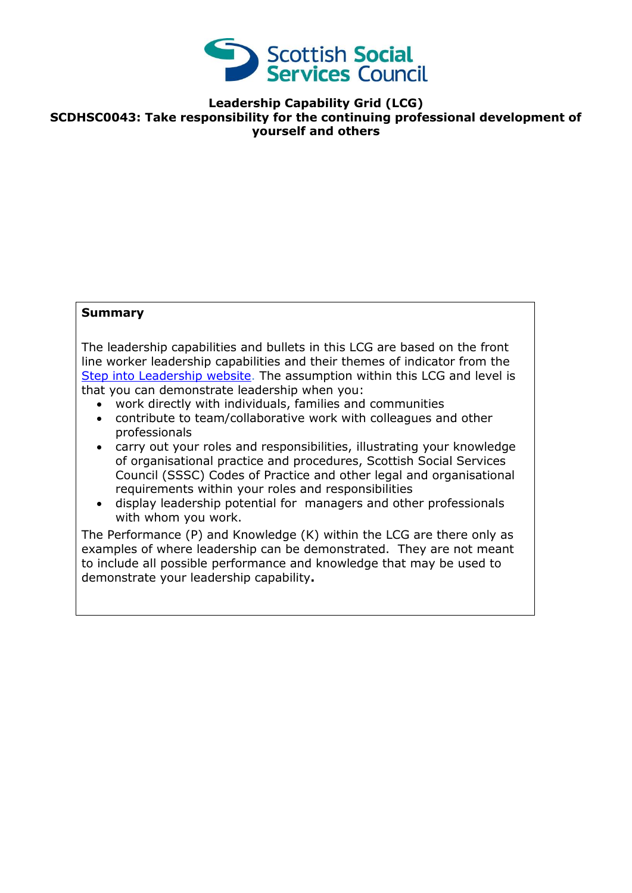**Leadership Capability Grid (LCG)**
**SCDHSC0043: Take responsibility for the continuing professional development of yourself and others**

**Summary**

The leadership capabilities and bullets in this LCG are based on the front line worker leadership capabilities and their themes of indicator from the Step into Leadership website. The assumption within this LCG and level is that you can demonstrate leadership when you:

- work directly with individuals, families and communities
- contribute to team/collaborative work with colleagues and other professionals
- carry out your roles and responsibilities, illustrating your knowledge of organisational practice and procedures, Scottish Social Services Council (SSSC) Codes of Practice and other legal and organisational requirements within your roles and responsibilities
- display leadership potential for managers and other professionals with whom you work.

The Performance (P) and Knowledge (K) within the LCG are there only as examples of where leadership can be demonstrated. They are not meant to include all possible performance and knowledge that may be used to demonstrate your leadership capability**.**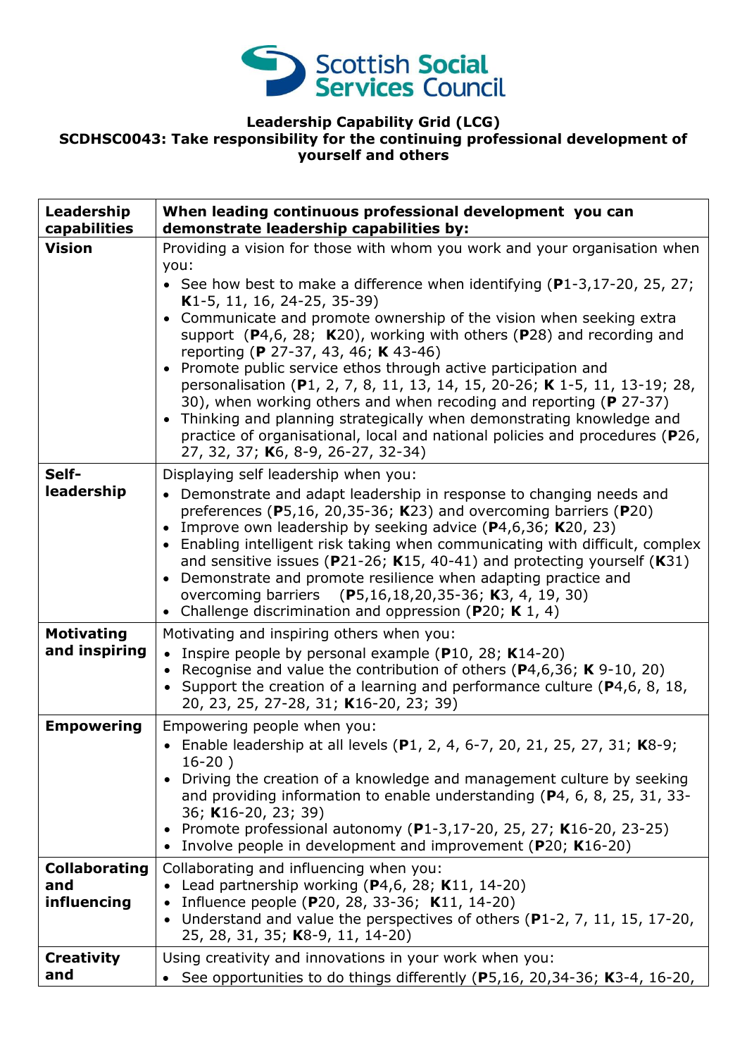Scottish Social Services Council

**Leadership Capability Grid (LCG)**
**SCDHSC0043: Take responsibility for the continuing professional development of yourself and others**

| **Leadership capabilities** | **When leading continuous professional development you can demonstrate leadership capabilities by:** |
|---|---|
| **Vision** | Providing a vision for those with whom you work and your organisation when you:<br>• See how best to make a difference when identifying (**P**1-3,17-20, 25, 27; **K**1-5, 11, 16, 24-25, 35-39)<br>• Communicate and promote ownership of the vision when seeking extra support (**P**4,6, 28; **K**20), working with others (**P**28) and recording and reporting (**P** 27-37, 43, 46; **K** 43-46)<br>• Promote public service ethos through active participation and personalisation (**P**1, 2, 7, 8, 11, 13, 14, 15, 20-26; **K** 1-5, 11, 13-19; 28, 30), when working others and when recoding and reporting (**P** 27-37)<br>• Thinking and planning strategically when demonstrating knowledge and practice of organisational, local and national policies and procedures (**P**26, 27, 32, 37; **K**6, 8-9, 26-27, 32-34) |
| **Self-leadership** | Displaying self leadership when you:<br>• Demonstrate and adapt leadership in response to changing needs and preferences (**P**5,16, 20,35-36; **K**23) and overcoming barriers (**P**20)<br>• Improve own leadership by seeking advice (**P**4,6,36; **K**20, 23)<br>• Enabling intelligent risk taking when communicating with difficult, complex and sensitive issues (**P**21-26; **K**15, 40-41) and protecting yourself (**K**31)<br>• Demonstrate and promote resilience when adapting practice and overcoming barriers (**P**5,16,18,20,35-36; **K**3, 4, 19, 30)<br>• Challenge discrimination and oppression (**P**20; **K** 1, 4) |
| **Motivating and inspiring** | Motivating and inspiring others when you:<br>• Inspire people by personal example (**P**10, 28; **K**14-20)<br>• Recognise and value the contribution of others (**P**4,6,36; **K** 9-10, 20)<br>• Support the creation of a learning and performance culture (**P**4,6, 8, 18, 20, 23, 25, 27-28, 31; **K**16-20, 23; 39) |
| **Empowering** | Empowering people when you:<br>• Enable leadership at all levels (**P**1, 2, 4, 6-7, 20, 21, 25, 27, 31; **K**8-9; 16-20 )<br>• Driving the creation of a knowledge and management culture by seeking and providing information to enable understanding (**P**4, 6, 8, 25, 31, 33-36; **K**16-20, 23; 39)<br>• Promote professional autonomy (**P**1-3,17-20, 25, 27; **K**16-20, 23-25)<br>• Involve people in development and improvement (**P**20; **K**16-20) |
| **Collaborating and influencing** | Collaborating and influencing when you:<br>• Lead partnership working (**P**4,6, 28; **K**11, 14-20)<br>• Influence people (**P**20, 28, 33-36; **K**11, 14-20)<br>• Understand and value the perspectives of others (**P**1-2, 7, 11, 15, 17-20, 25, 28, 31, 35; **K**8-9, 11, 14-20) |
| **Creativity and** | Using creativity and innovations in your work when you:<br>• See opportunities to do things differently (**P**5,16, 20,34-36; **K**3-4, 16-20, |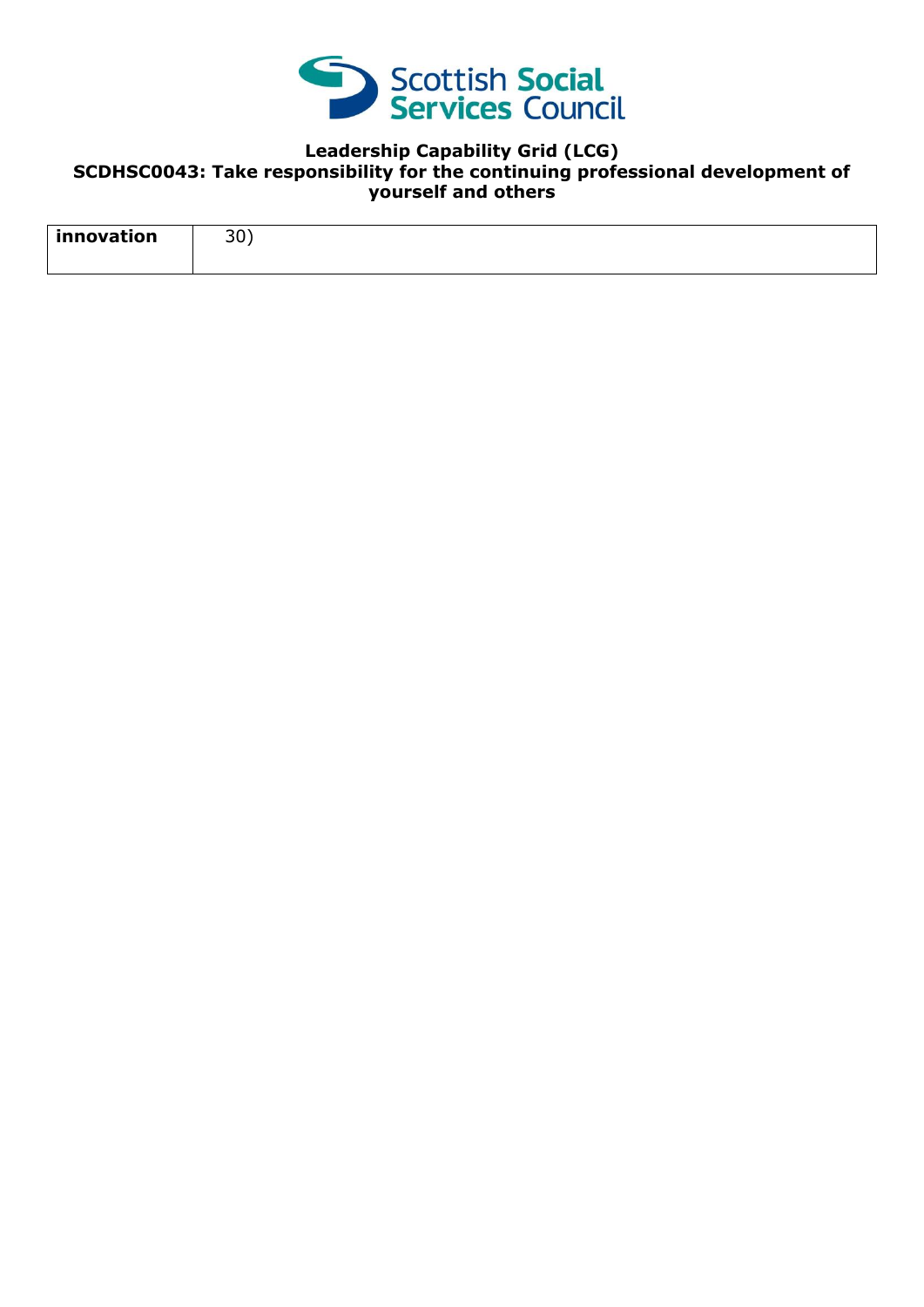**Leadership Capability Grid (LCG)**
**SCDHSC0043: Take responsibility for the continuing professional development of yourself and others**

| | |
|---|---|
| **innovation** | 30) |